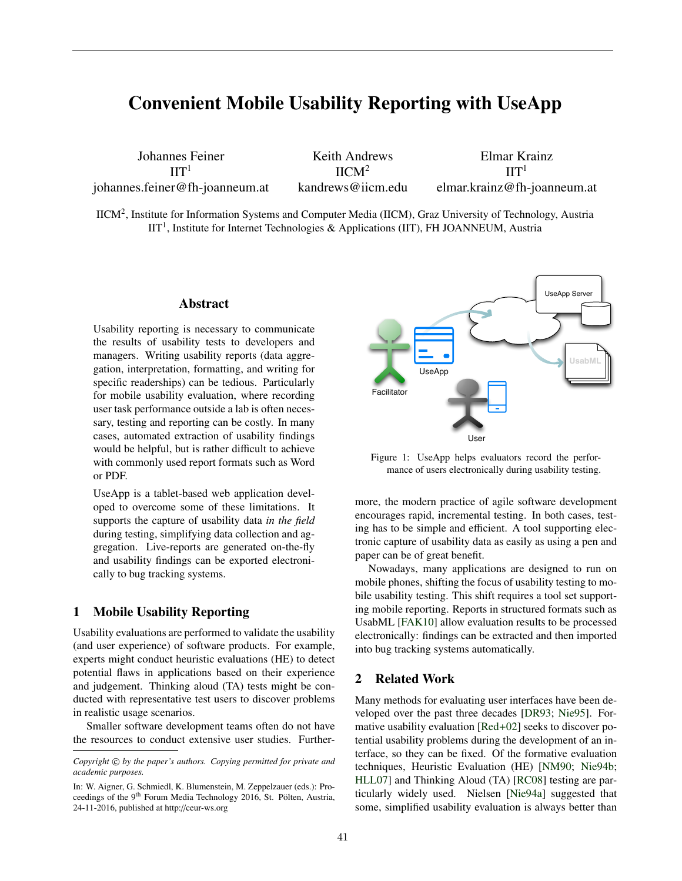# Convenient Mobile Usability Reporting with UseApp

Johannes Feiner
IIT[1]
johannes.feiner@fh-joanneum.at

Keith Andrews
IICM[2]
kandrews@iicm.edu

Elmar Krainz
IIT[1]
elmar.krainz@fh-joanneum.at

IICM[2], Institute for Information Systems and Computer Media (IICM), Graz University of Technology, Austria
IIT[1], Institute for Internet Technologies & Applications (IIT), FH JOANNEUM, Austria

## Abstract

Usability reporting is necessary to communicate the results of usability tests to developers and managers. Writing usability reports (data aggregation, interpretation, formatting, and writing for specific readerships) can be tedious. Particularly for mobile usability evaluation, where recording user task performance outside a lab is often necessary, testing and reporting can be costly. In many cases, automated extraction of usability findings would be helpful, but is rather difficult to achieve with commonly used report formats such as Word or PDF.

UseApp is a tablet-based web application developed to overcome some of these limitations. It supports the capture of usability data *in the field* during testing, simplifying data collection and aggregation. Live-reports are generated on-the-fly and usability findings can be exported electronically to bug tracking systems.

## 1 Mobile Usability Reporting

Usability evaluations are performed to validate the usability (and user experience) of software products. For example, experts might conduct heuristic evaluations (HE) to detect potential flaws in applications based on their experience and judgement. Thinking aloud (TA) tests might be conducted with representative test users to discover problems in realistic usage scenarios.

Smaller software development teams often do not have the resources to conduct extensive user studies. Furthermore, the modern practice of agile software development encourages rapid, incremental testing. In both cases, testing has to be simple and efficient. A tool supporting electronic capture of usability data as easily as using a pen and paper can be of great benefit.

Nowadays, many applications are designed to run on mobile phones, shifting the focus of usability testing to mobile usability testing. This shift requires a tool set supporting mobile reporting. Reports in structured formats such as UsabML [FAK10] allow evaluation results to be processed electronically: findings can be extracted and then imported into bug tracking systems automatically.

Figure 1: UseApp helps evaluators record the performance of users electronically during usability testing.

## 2 Related Work

Many methods for evaluating user interfaces have been developed over the past three decades [DR93; Nie95]. Formative usability evaluation [Red+02] seeks to discover potential usability problems during the development of an interface, so they can be fixed. Of the formative evaluation techniques, Heuristic Evaluation (HE) [NM90; Nie94b; HLL07] and Thinking Aloud (TA) [RC08] testing are particularly widely used. Nielsen [Nie94a] suggested that some, simplified usability evaluation is always better than

---

*Copyright © by the paper's authors. Copying permitted for private and academic purposes.*

In: W. Aigner, G. Schmiedl, K. Blumenstein, M. Zeppelzauer (eds.): Proceedings of the 9th Forum Media Technology 2016, St. Pölten, Austria, 24-11-2016, published at http://ceur-ws.org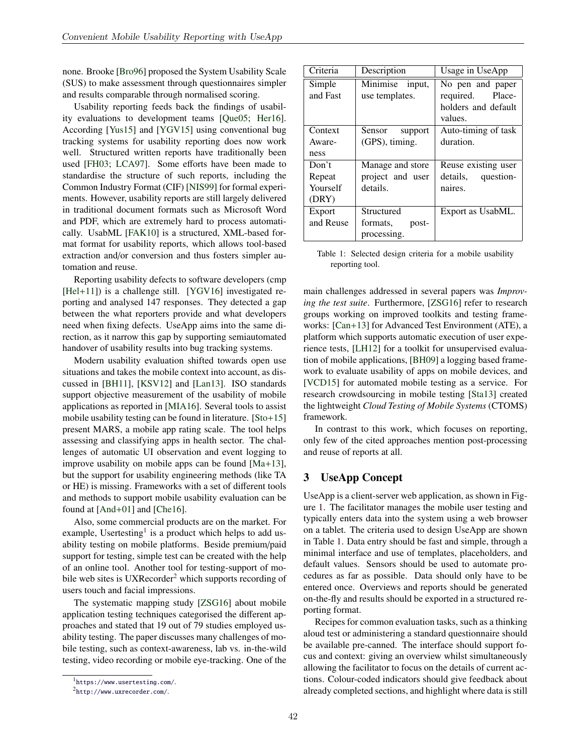none. Brooke [Bro96] proposed the System Usability Scale (SUS) to make assessment through questionnaires simpler and results comparable through normalised scoring.

Usability reporting feeds back the findings of usability evaluations to development teams [Que05; Her16]. According [Yus15] and [YGV15] using conventional bug tracking systems for usability reporting does now work well. Structured written reports have traditionally been used [FH03; LCA97]. Some efforts have been made to standardise the structure of such reports, including the Common Industry Format (CIF) [NIS99] for formal experiments. However, usability reports are still largely delivered in traditional document formats such as Microsoft Word and PDF, which are extremely hard to process automatically. UsabML [FAK10] is a structured, XML-based format format for usability reports, which allows tool-based extraction and/or conversion and thus fosters simpler automation and reuse.

Reporting usability defects to software developers (cmp [Hel+11]) is a challenge still. [YGV16] investigated reporting and analysed 147 responses. They detected a gap between the what reporters provide and what developers need when fixing defects. UseApp aims into the same direction, as it narrow this gap by supporting semiautomated handover of usability results into bug tracking systems.

Modern usability evaluation shifted towards open use situations and takes the mobile context into account, as discussed in [BH11], [KSV12] and [Lan13]. ISO standards support objective measurement of the usability of mobile applications as reported in [MIA16]. Several tools to assist mobile usability testing can be found in literature. [Sto+15] present MARS, a mobile app rating scale. The tool helps assessing and classifying apps in health sector. The challenges of automatic UI observation and event logging to improve usability on mobile apps can be found [Ma+13], but the support for usability engineering methods (like TA or HE) is missing. Frameworks with a set of different tools and methods to support mobile usability evaluation can be found at [And+01] and [Che16].

Also, some commercial products are on the market. For example, Usertesting[1] is a product which helps to add usability testing on mobile platforms. Beside premium/paid support for testing, simple test can be created with the help of an online tool. Another tool for testing-support of mobile web sites is UXRecorder[2] which supports recording of users touch and facial impressions.

The systematic mapping study [ZSG16] about mobile application testing techniques categorised the different approaches and stated that 19 out of 79 studies employed usability testing. The paper discusses many challenges of mobile testing, such as context-awareness, lab vs. in-the-wild testing, video recording or mobile eye-tracking. One of the main challenges addressed in several papers was *Improving the test suite*. Furthermore, [ZSG16] refer to research groups working on improved toolkits and testing frameworks: [Can+13] for Advanced Test Environment (ATE), a platform which supports automatic execution of user experience tests, [LH12] for a toolkit for unsupervised evaluation of mobile applications, [BH09] a logging based framework to evaluate usability of apps on mobile devices, and [VCD15] for automated mobile testing as a service. For research crowdsourcing in mobile testing [Sta13] created the lightweight *Cloud Testing of Mobile Systems* (CTOMS) framework.

In contrast to this work, which focuses on reporting, only few of the cited approaches mention post-processing and reuse of reports at all.

[1] https://www.usertesting.com/.

[2] http://www.uxrecorder.com/.

| Criteria | Description | Usage in UseApp |
|---|---|---|
| Simple and Fast | Minimise input, use templates. | No pen and paper required. Placeholders and default values. |
| Context Awareness | Sensor support (GPS), timing. | Auto-timing of task duration. |
| Don't Repeat Yourself (DRY) | Manage and store project and user details. | Reuse existing user details, questionnaires. |
| Export and Reuse | Structured formats, post-processing. | Export as UsabML. |

Table 1: Selected design criteria for a mobile usability reporting tool.

## 3 UseApp Concept

UseApp is a client-server web application, as shown in Figure 1. The facilitator manages the mobile user testing and typically enters data into the system using a web browser on a tablet. The criteria used to design UseApp are shown in Table 1. Data entry should be fast and simple, through a minimal interface and use of templates, placeholders, and default values. Sensors should be used to automate procedures as far as possible. Data should only have to be entered once. Overviews and reports should be generated on-the-fly and results should be exported in a structured reporting format.

Recipes for common evaluation tasks, such as a thinking aloud test or administering a standard questionnaire should be available pre-canned. The interface should support focus and context: giving an overview whilst simultaneously allowing the facilitator to focus on the details of current actions. Colour-coded indicators should give feedback about already completed sections, and highlight where data is still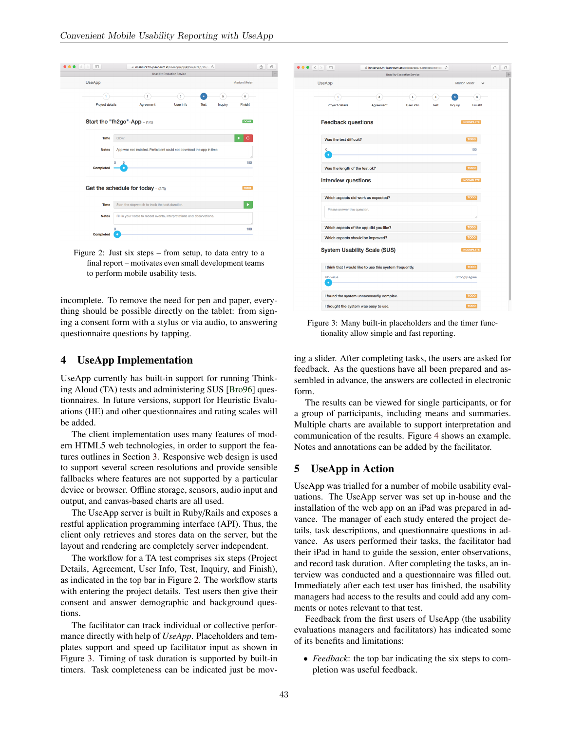Figure 2: Just six steps – from setup, to data entry to a final report – motivates even small development teams to perform mobile usability tests.

Figure 3: Many built-in placeholders and the timer functionality allow simple and fast reporting.

incomplete. To remove the need for pen and paper, everything should be possible directly on the tablet: from signing a consent form with a stylus or via audio, to answering questionnaire questions by tapping.

## 4 UseApp Implementation

UseApp currently has built-in support for running Thinking Aloud (TA) tests and administering SUS [Bro96] questionnaires. In future versions, support for Heuristic Evaluations (HE) and other questionnaires and rating scales will be added.

The client implementation uses many features of modern HTML5 web technologies, in order to support the features outlines in Section 3. Responsive web design is used to support several screen resolutions and provide sensible fallbacks where features are not supported by a particular device or browser. Offline storage, sensors, audio input and output, and canvas-based charts are all used.

The UseApp server is built in Ruby/Rails and exposes a restful application programming interface (API). Thus, the client only retrieves and stores data on the server, but the layout and rendering are completely server independent.

The workflow for a TA test comprises six steps (Project Details, Agreement, User Info, Test, Inquiry, and Finish), as indicated in the top bar in Figure 2. The workflow starts with entering the project details. Test users then give their consent and answer demographic and background questions.

The facilitator can track individual or collective performance directly with help of *UseApp*. Placeholders and templates support and speed up facilitator input as shown in Figure 3. Timing of task duration is supported by built-in timers. Task completeness can be indicated just be moving a slider. After completing tasks, the users are asked for feedback. As the questions have all been prepared and assembled in advance, the answers are collected in electronic form.

The results can be viewed for single participants, or for a group of participants, including means and summaries. Multiple charts are available to support interpretation and communication of the results. Figure 4 shows an example. Notes and annotations can be added by the facilitator.

## 5 UseApp in Action

UseApp was trialled for a number of mobile usability evaluations. The UseApp server was set up in-house and the installation of the web app on an iPad was prepared in advance. The manager of each study entered the project details, task descriptions, and questionnaire questions in advance. As users performed their tasks, the facilitator had their iPad in hand to guide the session, enter observations, and record task duration. After completing the tasks, an interview was conducted and a questionnaire was filled out. Immediately after each test user has finished, the usability managers had access to the results and could add any comments or notes relevant to that test.

Feedback from the first users of UseApp (the usability evaluations managers and facilitators) has indicated some of its benefits and limitations:

- *Feedback*: the top bar indicating the six steps to completion was useful feedback.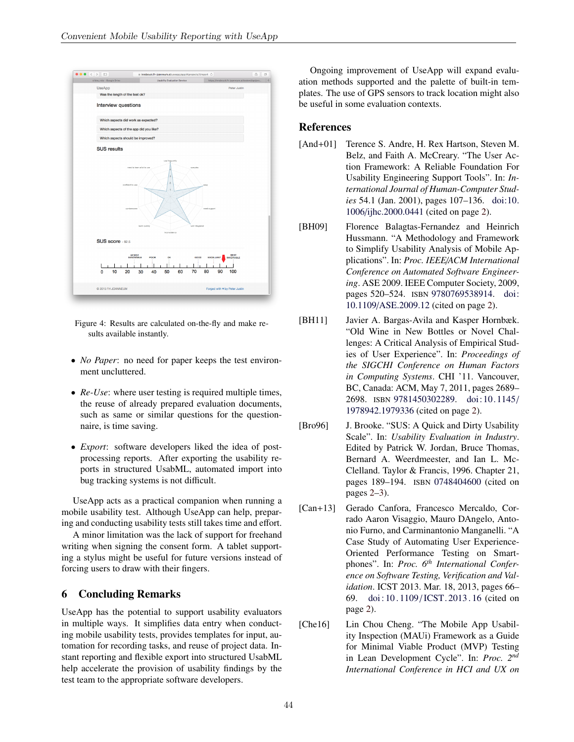Figure 4: Results are calculated on-the-fly and make results available instantly.

- *No Paper*: no need for paper keeps the test environment uncluttered.
- *Re-Use*: where user testing is required multiple times, the reuse of already prepared evaluation documents, such as same or similar questions for the questionnaire, is time saving.
- *Export*: software developers liked the idea of post-processing reports. After exporting the usability reports in structured UsabML, automated import into bug tracking systems is not difficult.

UseApp acts as a practical companion when running a mobile usability test. Although UseApp can help, preparing and conducting usability tests still takes time and effort.

A minor limitation was the lack of support for freehand writing when signing the consent form. A tablet supporting a stylus might be useful for future versions instead of forcing users to draw with their fingers.

## 6 Concluding Remarks

UseApp has the potential to support usability evaluators in multiple ways. It simplifies data entry when conducting mobile usability tests, provides templates for input, automation for recording tasks, and reuse of project data. Instant reporting and flexible export into structured UsabML help accelerate the provision of usability findings by the test team to the appropriate software developers.

Ongoing improvement of UseApp will expand evaluation methods supported and the palette of built-in templates. The use of GPS sensors to track location might also be useful in some evaluation contexts.

## References

[And+01] Terence S. Andre, H. Rex Hartson, Steven M. Belz, and Faith A. McCreary. "The User Action Framework: A Reliable Foundation For Usability Engineering Support Tools". In: *International Journal of Human-Computer Studies* 54.1 (Jan. 2001), pages 107–136. doi:10.1006/ijhc.2000.0441 (cited on page 2).

[BH09] Florence Balagtas-Fernandez and Heinrich Hussmann. "A Methodology and Framework to Simplify Usability Analysis of Mobile Applications". In: *Proc. IEEE/ACM International Conference on Automated Software Engineering*. ASE 2009. IEEE Computer Society, 2009, pages 520–524. ISBN 9780769538914. doi:10.1109/ASE.2009.12 (cited on page 2).

[BH11] Javier A. Bargas-Avila and Kasper Hornbæk. "Old Wine in New Bottles or Novel Challenges: A Critical Analysis of Empirical Studies of User Experience". In: *Proceedings of the SIGCHI Conference on Human Factors in Computing Systems*. CHI '11. Vancouver, BC, Canada: ACM, May 7, 2011, pages 2689–2698. ISBN 9781450302289. doi:10.1145/1978942.1979336 (cited on page 2).

[Bro96] J. Brooke. "SUS: A Quick and Dirty Usability Scale". In: *Usability Evaluation in Industry*. Edited by Patrick W. Jordan, Bruce Thomas, Bernard A. Weerdmeester, and Ian L. McClelland. Taylor & Francis, 1996. Chapter 21, pages 189–194. ISBN 0748404600 (cited on pages 2–3).

[Can+13] Gerado Canfora, Francesco Mercaldo, Corrado Aaron Visaggio, Mauro DAngelo, Antonio Furno, and Carminantonio Manganelli. "A Case Study of Automating User Experience-Oriented Performance Testing on Smartphones". In: *Proc. 6th International Conference on Software Testing, Verification and Validation*. ICST 2013. Mar. 18, 2013, pages 66–69. doi:10.1109/ICST.2013.16 (cited on page 2).

[Che16] Lin Chou Cheng. "The Mobile App Usability Inspection (MAUi) Framework as a Guide for Minimal Viable Product (MVP) Testing in Lean Development Cycle". In: *Proc. 2nd International Conference in HCI and UX on*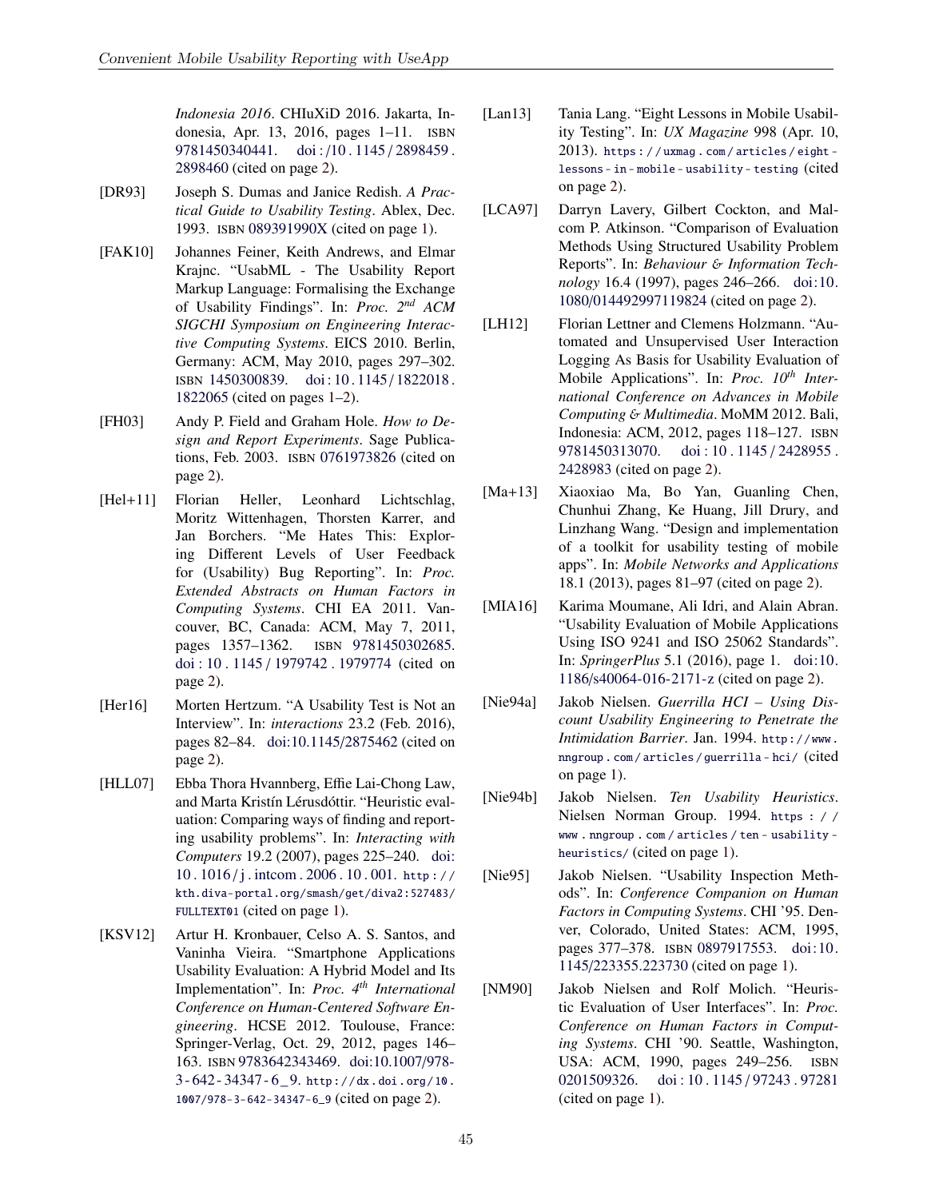*Indonesia 2016*. CHIuXiD 2016. Jakarta, Indonesia, Apr. 13, 2016, pages 1–11. ISBN 9781450340441. doi:/10.1145/2898459.2898460 (cited on page 2).

[DR93] Joseph S. Dumas and Janice Redish. *A Practical Guide to Usability Testing*. Ablex, Dec. 1993. ISBN 089391990X (cited on page 1).

[FAK10] Johannes Feiner, Keith Andrews, and Elmar Krajnc. "UsabML - The Usability Report Markup Language: Formalising the Exchange of Usability Findings". In: *Proc. 2nd ACM SIGCHI Symposium on Engineering Interactive Computing Systems*. EICS 2010. Berlin, Germany: ACM, May 2010, pages 297–302. ISBN 1450300839. doi:10.1145/1822018.1822065 (cited on pages 1–2).

[FH03] Andy P. Field and Graham Hole. *How to Design and Report Experiments*. Sage Publications, Feb. 2003. ISBN 0761973826 (cited on page 2).

[Hel+11] Florian Heller, Leonhard Lichtschlag, Moritz Wittenhagen, Thorsten Karrer, and Jan Borchers. "Me Hates This: Exploring Different Levels of User Feedback for (Usability) Bug Reporting". In: *Proc. Extended Abstracts on Human Factors in Computing Systems*. CHI EA 2011. Vancouver, BC, Canada: ACM, May 7, 2011, pages 1357–1362. ISBN 9781450302685. doi:10.1145/1979742.1979774 (cited on page 2).

[Her16] Morten Hertzum. "A Usability Test is Not an Interview". In: *interactions* 23.2 (Feb. 2016), pages 82–84. doi:10.1145/2875462 (cited on page 2).

[HLL07] Ebba Thora Hvannberg, Effie Lai-Chong Law, and Marta Kristín Lérusdóttir. "Heuristic evaluation: Comparing ways of finding and reporting usability problems". In: *Interacting with Computers* 19.2 (2007), pages 225–240. doi:10.1016/j.intcom.2006.10.001. http://kth.diva-portal.org/smash/get/diva2:527483/FULLTEXT01 (cited on page 1).

[KSV12] Artur H. Kronbauer, Celso A. S. Santos, and Vaninha Vieira. "Smartphone Applications Usability Evaluation: A Hybrid Model and Its Implementation". In: *Proc. 4th International Conference on Human-Centered Software Engineering*. HCSE 2012. Toulouse, France: Springer-Verlag, Oct. 29, 2012, pages 146–163. ISBN 9783642343469. doi:10.1007/978-3-642-34347-6_9. http://dx.doi.org/10.1007/978-3-642-34347-6_9 (cited on page 2).

[Lan13] Tania Lang. "Eight Lessons in Mobile Usability Testing". In: *UX Magazine* 998 (Apr. 10, 2013). https://uxmag.com/articles/eight-lessons-in-mobile-usability-testing (cited on page 2).

[LCA97] Darryn Lavery, Gilbert Cockton, and Malcom P. Atkinson. "Comparison of Evaluation Methods Using Structured Usability Problem Reports". In: *Behaviour & Information Technology* 16.4 (1997), pages 246–266. doi:10.1080/014492997119824 (cited on page 2).

[LH12] Florian Lettner and Clemens Holzmann. "Automated and Unsupervised User Interaction Logging As Basis for Usability Evaluation of Mobile Applications". In: *Proc. 10th International Conference on Advances in Mobile Computing & Multimedia*. MoMM 2012. Bali, Indonesia: ACM, 2012, pages 118–127. ISBN 9781450313070. doi:10.1145/2428955.2428983 (cited on page 2).

[Ma+13] Xiaoxiao Ma, Bo Yan, Guanling Chen, Chunhui Zhang, Ke Huang, Jill Drury, and Linzhang Wang. "Design and implementation of a toolkit for usability testing of mobile apps". In: *Mobile Networks and Applications* 18.1 (2013), pages 81–97 (cited on page 2).

[MIA16] Karima Moumane, Ali Idri, and Alain Abran. "Usability Evaluation of Mobile Applications Using ISO 9241 and ISO 25062 Standards". In: *SpringerPlus* 5.1 (2016), page 1. doi:10.1186/s40064-016-2171-z (cited on page 2).

[Nie94a] Jakob Nielsen. *Guerrilla HCI – Using Discount Usability Engineering to Penetrate the Intimidation Barrier*. Jan. 1994. http://www.nngroup.com/articles/guerrilla-hci/ (cited on page 1).

[Nie94b] Jakob Nielsen. *Ten Usability Heuristics*. Nielsen Norman Group. 1994. https://www.nngroup.com/articles/ten-usability-heuristics/ (cited on page 1).

[Nie95] Jakob Nielsen. "Usability Inspection Methods". In: *Conference Companion on Human Factors in Computing Systems*. CHI '95. Denver, Colorado, United States: ACM, 1995, pages 377–378. ISBN 0897917553. doi:10.1145/223355.223730 (cited on page 1).

[NM90] Jakob Nielsen and Rolf Molich. "Heuristic Evaluation of User Interfaces". In: *Proc. Conference on Human Factors in Computing Systems*. CHI '90. Seattle, Washington, USA: ACM, 1990, pages 249–256. ISBN 0201509326. doi:10.1145/97243.97281 (cited on page 1).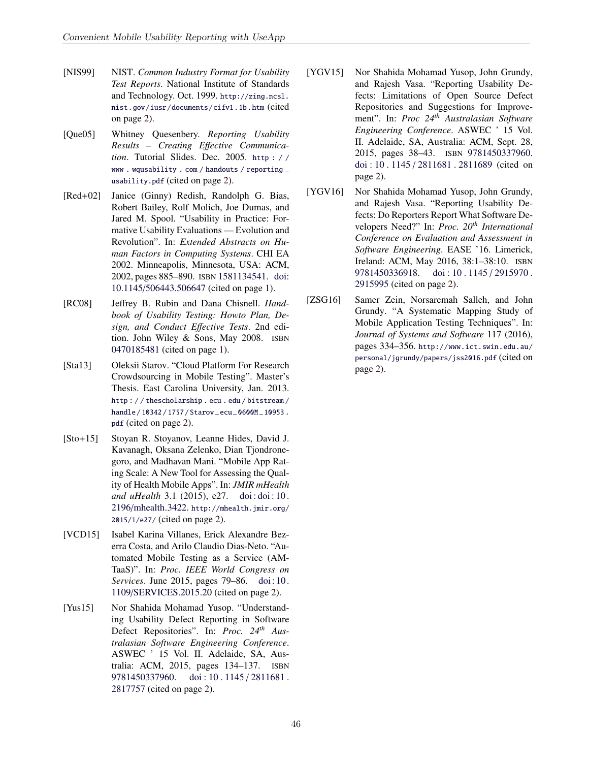[NIS99] NIST. *Common Industry Format for Usability Test Reports*. National Institute of Standards and Technology. Oct. 1999. http://zing.ncsl.nist.gov/iusr/documents/cifv1.1b.htm (cited on page 2).

[Que05] Whitney Quesenbery. *Reporting Usability Results – Creating Effective Communication*. Tutorial Slides. Dec. 2005. http://www.wqusability.com/handouts/reporting_usability.pdf (cited on page 2).

[Red+02] Janice (Ginny) Redish, Randolph G. Bias, Robert Bailey, Rolf Molich, Joe Dumas, and Jared M. Spool. "Usability in Practice: Formative Usability Evaluations — Evolution and Revolution". In: *Extended Abstracts on Human Factors in Computing Systems*. CHI EA 2002. Minneapolis, Minnesota, USA: ACM, 2002, pages 885–890. ISBN 1581134541. doi: 10.1145/506443.506647 (cited on page 1).

[RC08] Jeffrey B. Rubin and Dana Chisnell. *Handbook of Usability Testing: Howto Plan, Design, and Conduct Effective Tests*. 2nd edition. John Wiley & Sons, May 2008. ISBN 0470185481 (cited on page 1).

[Sta13] Oleksii Starov. "Cloud Platform For Research Crowdsourcing in Mobile Testing". Master's Thesis. East Carolina University, Jan. 2013. http://thescholarship.ecu.edu/bitstream/handle/10342/1757/Starov_ecu_0600M_10953.pdf (cited on page 2).

[Sto+15] Stoyan R. Stoyanov, Leanne Hides, David J. Kavanagh, Oksana Zelenko, Dian Tjondronegoro, and Madhavan Mani. "Mobile App Rating Scale: A New Tool for Assessing the Quality of Health Mobile Apps". In: *JMIR mHealth and uHealth* 3.1 (2015), e27. doi: doi: 10.2196/mhealth.3422. http://mhealth.jmir.org/2015/1/e27/ (cited on page 2).

[VCD15] Isabel Karina Villanes, Erick Alexandre Bezerra Costa, and Arilo Claudio Dias-Neto. "Automated Mobile Testing as a Service (AM-TaaS)". In: *Proc. IEEE World Congress on Services*. June 2015, pages 79–86. doi: 10.1109/SERVICES.2015.20 (cited on page 2).

[Yus15] Nor Shahida Mohamad Yusop. "Understanding Usability Defect Reporting in Software Defect Repositories". In: *Proc. 24th Australasian Software Engineering Conference*. ASWEC ' 15 Vol. II. Adelaide, SA, Australia: ACM, 2015, pages 134–137. ISBN 9781450337960. doi: 10.1145/2811681.2817757 (cited on page 2).

[YGV15] Nor Shahida Mohamad Yusop, John Grundy, and Rajesh Vasa. "Reporting Usability Defects: Limitations of Open Source Defect Repositories and Suggestions for Improvement". In: *Proc 24th Australasian Software Engineering Conference*. ASWEC ' 15 Vol. II. Adelaide, SA, Australia: ACM, Sept. 28, 2015, pages 38–43. ISBN 9781450337960. doi: 10.1145/2811681.2811689 (cited on page 2).

[YGV16] Nor Shahida Mohamad Yusop, John Grundy, and Rajesh Vasa. "Reporting Usability Defects: Do Reporters Report What Software Developers Need?" In: *Proc. 20th International Conference on Evaluation and Assessment in Software Engineering*. EASE '16. Limerick, Ireland: ACM, May 2016, 38:1–38:10. ISBN 9781450336918. doi: 10.1145/2915970.2915995 (cited on page 2).

[ZSG16] Samer Zein, Norsaremah Salleh, and John Grundy. "A Systematic Mapping Study of Mobile Application Testing Techniques". In: *Journal of Systems and Software* 117 (2016), pages 334–356. http://www.ict.swin.edu.au/personal/jgrundy/papers/jss2016.pdf (cited on page 2).